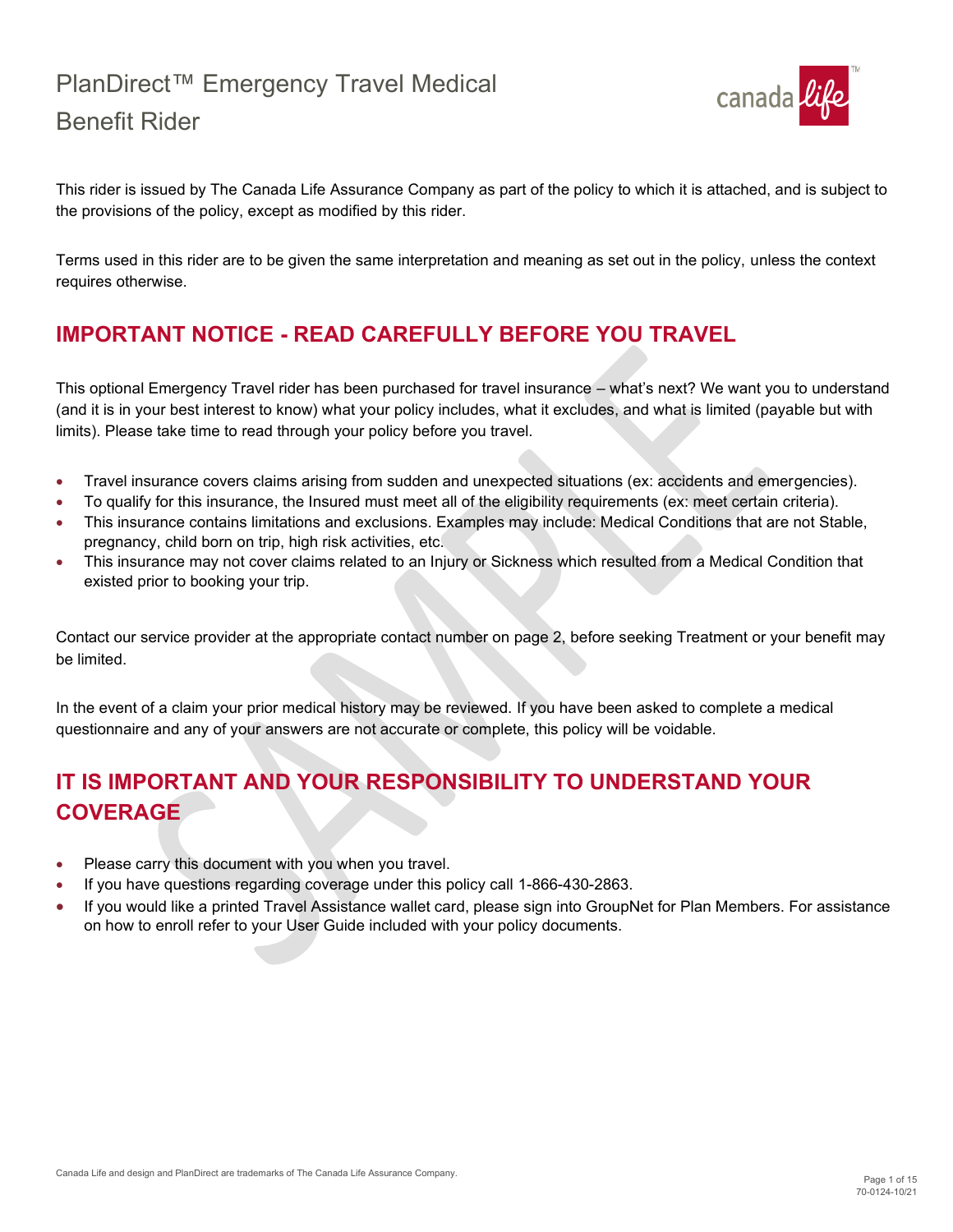# PlanDirect™ Emergency Travel Medical Benefit Rider

This rider is issued by The Canada Life Assurance Company as part of the policy to which it is attached, and is subject to the provisions of the policy, except as modified by this rider.

Terms used in this rider are to be given the same interpretation and meaning as set out in the policy, unless the context requires otherwise.

## IMPORTANT NOTICE - READ CAREFULLY BEFORE YOU TRAVEL

This optional Emergency Travel rider has been purchased for travel insurance – what's next? We want you to understand (and it is in your best interest to know) what your policy includes, what it excludes, and what is limited (payable but with limits). Please take time to read through your policy before you travel.

- Travel insurance covers claims arising from sudden and unexpected situations (ex: accidents and emergencies).
- To qualify for this insurance, the Insured must meet all of the eligibility requirements (ex: meet certain criteria).
- This insurance contains limitations and exclusions. Examples may include: Medical Conditions that are not Stable, pregnancy, child born on trip, high risk activities, etc.
- This insurance may not cover claims related to an Injury or Sickness which resulted from a Medical Condition that existed prior to booking your trip.

Contact our service provider at the appropriate contact number on page 2, before seeking Treatment or your benefit may be limited.

In the event of a claim your prior medical history may be reviewed. If you have been asked to complete a medical questionnaire and any of your answers are not accurate or complete, this policy will be voidable.

## IT IS IMPORTANT AND YOUR RESPONSIBILITY TO UNDERSTAND YOUR COVERAGE

- Please carry this document with you when you travel.
- If you have questions regarding coverage under this policy call 1-866-430-2863.
- If you would like a printed Travel Assistance wallet card, please sign into GroupNet for Plan Members. For assistance on how to enroll refer to your User Guide included with your policy documents.

Canada Life and design and PlanDirect are trademarks of The Canada Life Assurance Company.

70-0124-10/21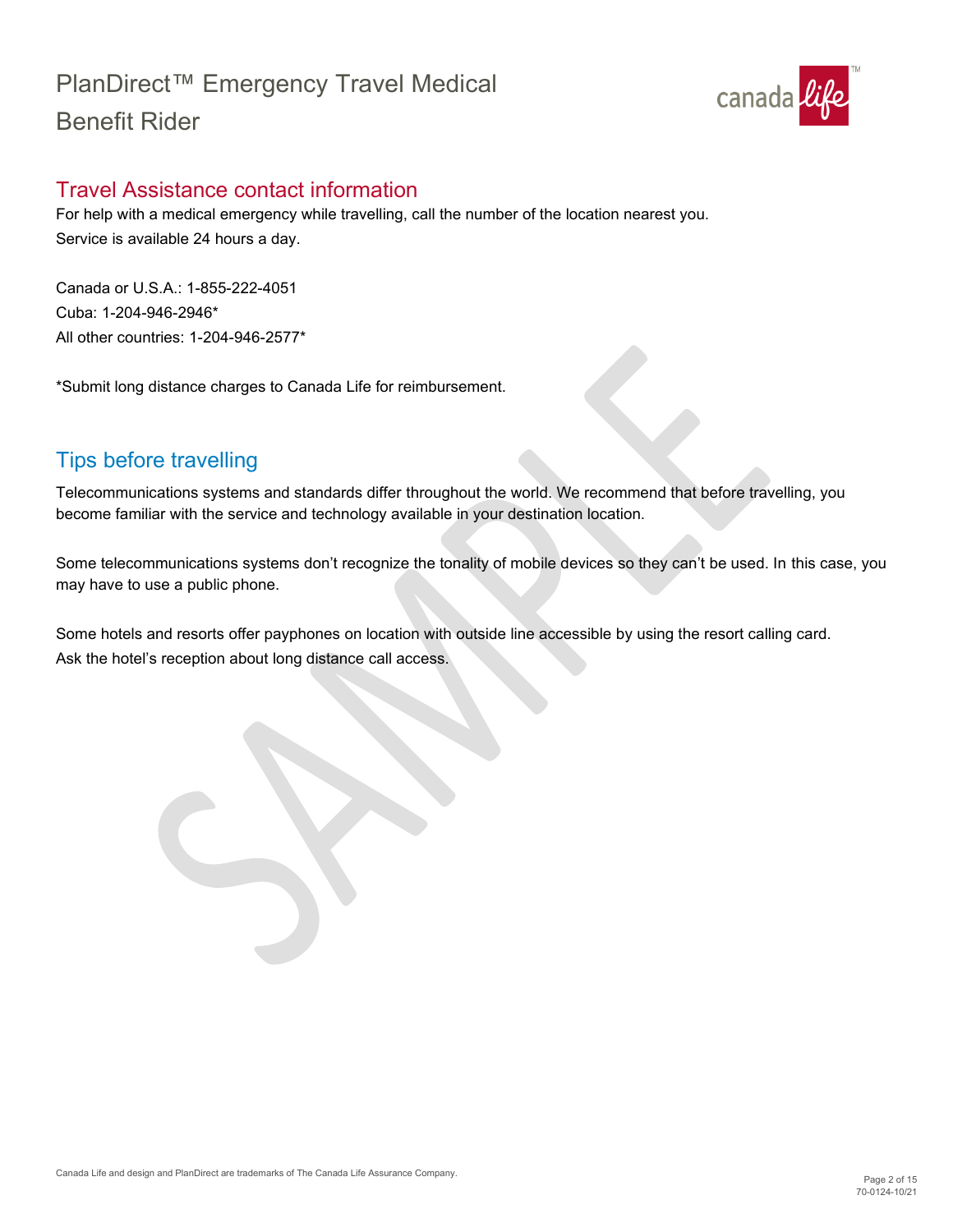## Travel Assistance contact information

For help with a medical emergency while travelling, call the number of the location nearest you.
Service is available 24 hours a day.

Canada or U.S.A.: 1-855-222-4051
Cuba: 1-204-946-2946*
All other countries: 1-204-946-2577*

*Submit long distance charges to Canada Life for reimbursement.

## Tips before travelling

Telecommunications systems and standards differ throughout the world. We recommend that before travelling, you become familiar with the service and technology available in your destination location.

Some telecommunications systems don't recognize the tonality of mobile devices so they can't be used. In this case, you may have to use a public phone.

Some hotels and resorts offer payphones on location with outside line accessible by using the resort calling card.
Ask the hotel's reception about long distance call access.

Canada Life and design and PlanDirect are trademarks of The Canada Life Assurance Company.

70-0124-10/21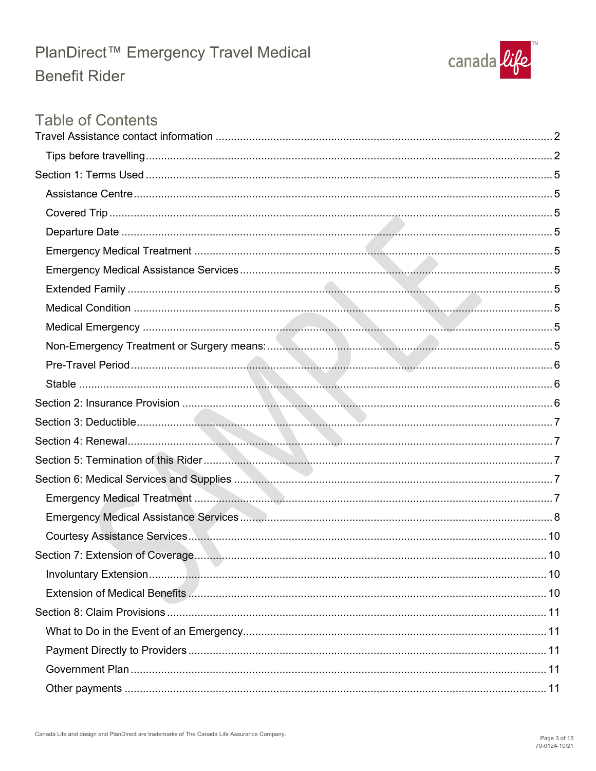# PlanDirect™ Emergency Travel Medical Benefit Rider

## Table of Contents

- Travel Assistance contact information ..... 2
  - Tips before travelling ..... 2
- Section 1: Terms Used ..... 5
  - Assistance Centre ..... 5
  - Covered Trip ..... 5
  - Departure Date ..... 5
  - Emergency Medical Treatment ..... 5
  - Emergency Medical Assistance Services ..... 5
  - Extended Family ..... 5
  - Medical Condition ..... 5
  - Medical Emergency ..... 5
  - Non-Emergency Treatment or Surgery means: ..... 5
  - Pre-Travel Period ..... 6
  - Stable ..... 6
- Section 2: Insurance Provision ..... 6
- Section 3: Deductible ..... 7
- Section 4: Renewal ..... 7
- Section 5: Termination of this Rider ..... 7
- Section 6: Medical Services and Supplies ..... 7
  - Emergency Medical Treatment ..... 7
  - Emergency Medical Assistance Services ..... 8
  - Courtesy Assistance Services ..... 10
- Section 7: Extension of Coverage ..... 10
  - Involuntary Extension ..... 10
  - Extension of Medical Benefits ..... 10
- Section 8: Claim Provisions ..... 11
  - What to Do in the Event of an Emergency ..... 11
  - Payment Directly to Providers ..... 11
  - Government Plan ..... 11
  - Other payments ..... 11

Canada Life and design and PlanDirect are trademarks of The Canada Life Assurance Company.

70-0124-10/21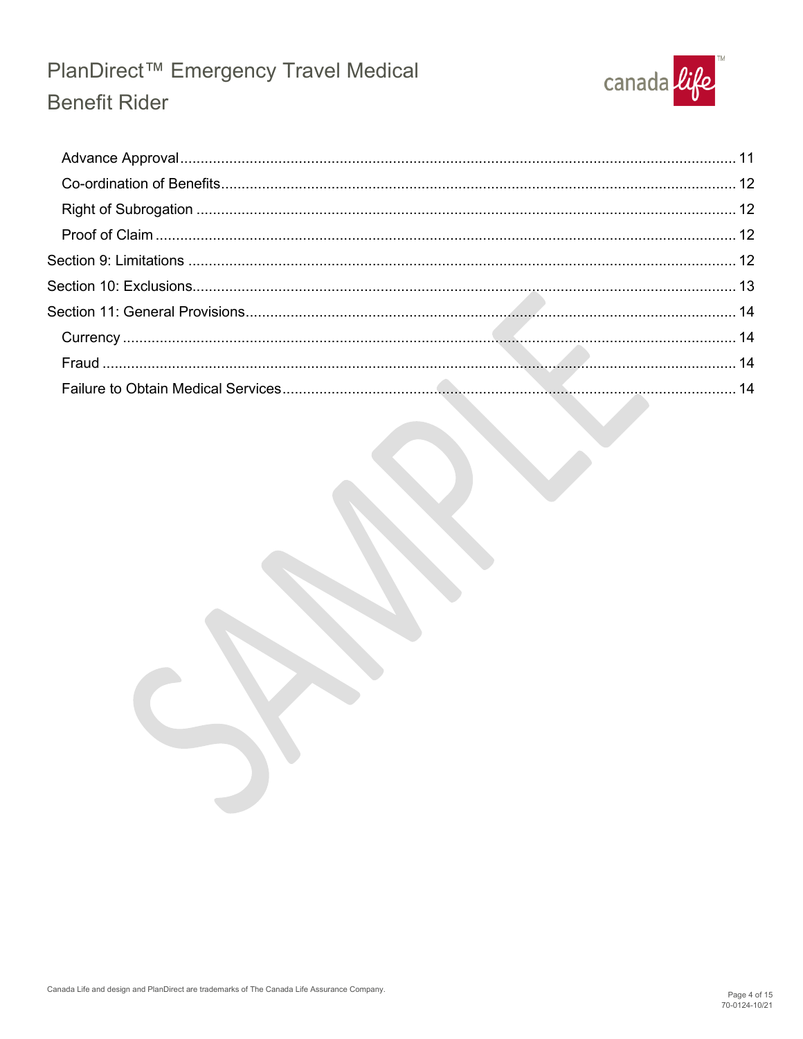- Advance Approval ..... 11
- Co-ordination of Benefits ..... 12
- Right of Subrogation ..... 12
- Proof of Claim ..... 12

Section 9: Limitations ..... 12

Section 10: Exclusions ..... 13

Section 11: General Provisions ..... 14

- Currency ..... 14
- Fraud ..... 14
- Failure to Obtain Medical Services ..... 14

Canada Life and design and PlanDirect are trademarks of The Canada Life Assurance Company.

70-0124-10/21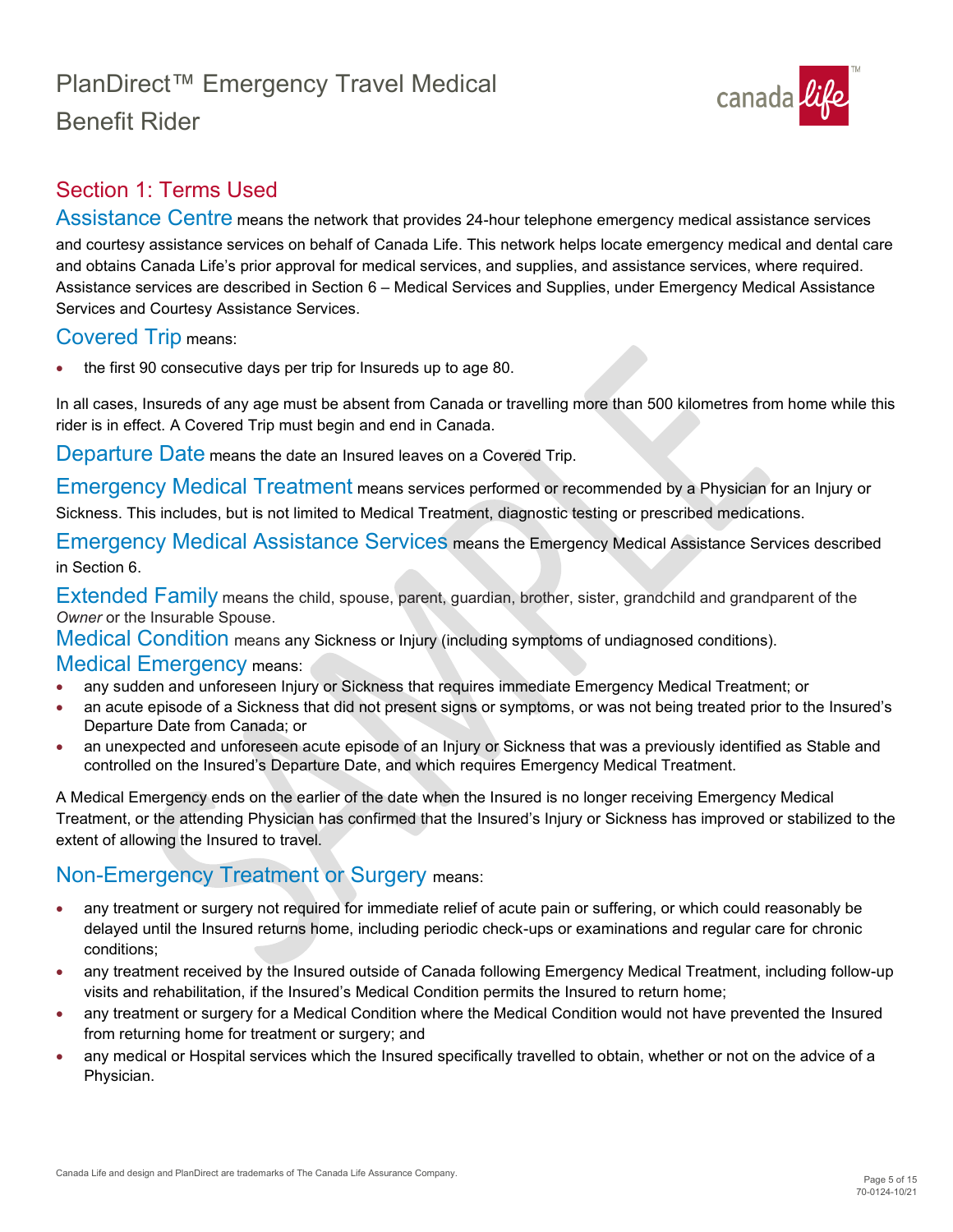# PlanDirect™ Emergency Travel Medical Benefit Rider

## Section 1: Terms Used

**Assistance Centre** means the network that provides 24-hour telephone emergency medical assistance services and courtesy assistance services on behalf of Canada Life. This network helps locate emergency medical and dental care and obtains Canada Life's prior approval for medical services, and supplies, and assistance services, where required. Assistance services are described in Section 6 – Medical Services and Supplies, under Emergency Medical Assistance Services and Courtesy Assistance Services.

**Covered Trip** means:

- the first 90 consecutive days per trip for Insureds up to age 80.

In all cases, Insureds of any age must be absent from Canada or travelling more than 500 kilometres from home while this rider is in effect. A Covered Trip must begin and end in Canada.

**Departure Date** means the date an Insured leaves on a Covered Trip.

**Emergency Medical Treatment** means services performed or recommended by a Physician for an Injury or Sickness. This includes, but is not limited to Medical Treatment, diagnostic testing or prescribed medications.

**Emergency Medical Assistance Services** means the Emergency Medical Assistance Services described in Section 6.

**Extended Family** means the child, spouse, parent, guardian, brother, sister, grandchild and grandparent of the *Owner* or the Insurable Spouse.

**Medical Condition** means any Sickness or Injury (including symptoms of undiagnosed conditions).

**Medical Emergency** means:

- any sudden and unforeseen Injury or Sickness that requires immediate Emergency Medical Treatment; or
- an acute episode of a Sickness that did not present signs or symptoms, or was not being treated prior to the Insured's Departure Date from Canada; or
- an unexpected and unforeseen acute episode of an Injury or Sickness that was a previously identified as Stable and controlled on the Insured's Departure Date, and which requires Emergency Medical Treatment.

A Medical Emergency ends on the earlier of the date when the Insured is no longer receiving Emergency Medical Treatment, or the attending Physician has confirmed that the Insured's Injury or Sickness has improved or stabilized to the extent of allowing the Insured to travel.

**Non-Emergency Treatment or Surgery** means:

- any treatment or surgery not required for immediate relief of acute pain or suffering, or which could reasonably be delayed until the Insured returns home, including periodic check-ups or examinations and regular care for chronic conditions;
- any treatment received by the Insured outside of Canada following Emergency Medical Treatment, including follow-up visits and rehabilitation, if the Insured's Medical Condition permits the Insured to return home;
- any treatment or surgery for a Medical Condition where the Medical Condition would not have prevented the Insured from returning home for treatment or surgery; and
- any medical or Hospital services which the Insured specifically travelled to obtain, whether or not on the advice of a Physician.

Canada Life and design and PlanDirect are trademarks of The Canada Life Assurance Company.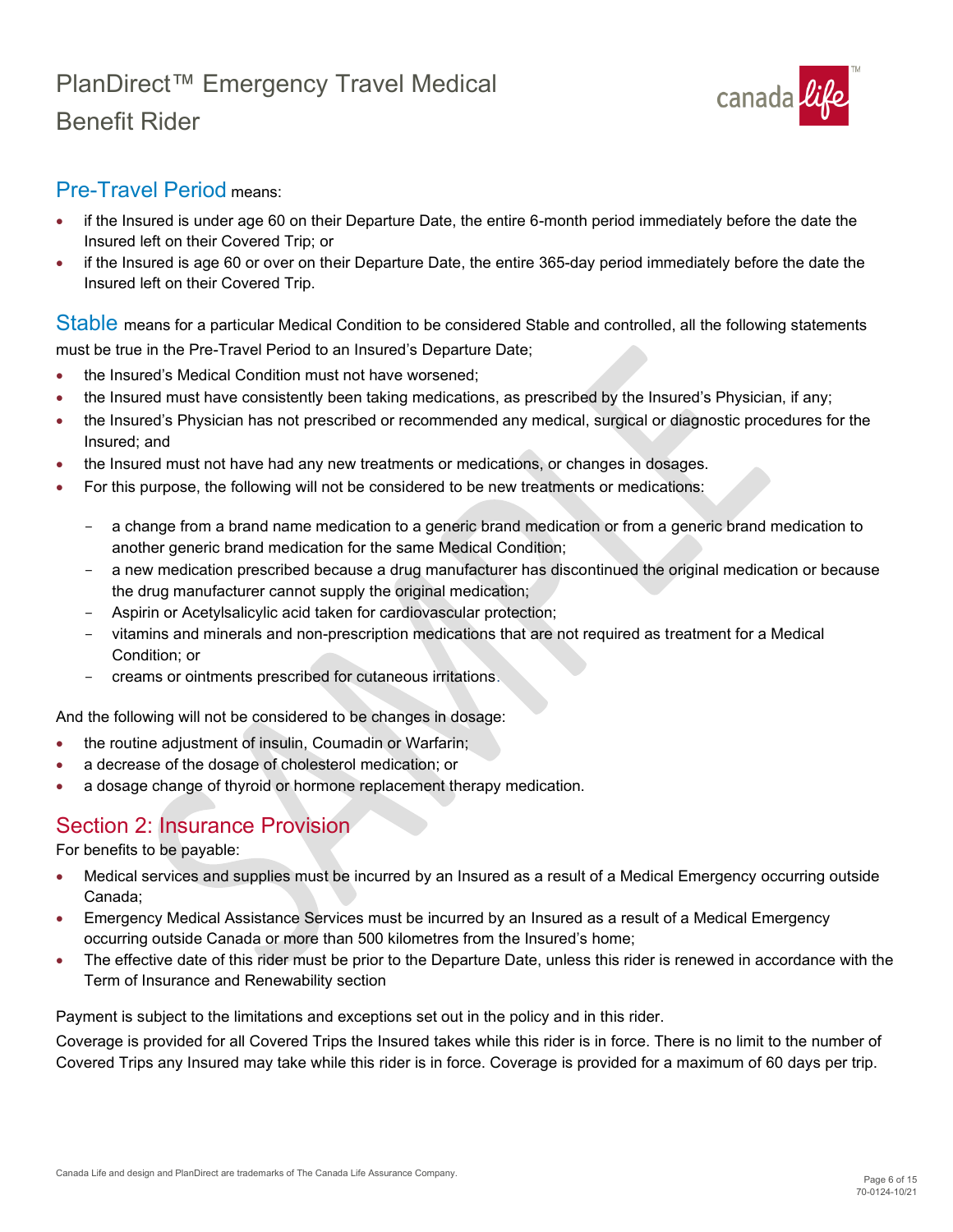**Pre-Travel Period** means:

- if the Insured is under age 60 on their Departure Date, the entire 6-month period immediately before the date the Insured left on their Covered Trip; or
- if the Insured is age 60 or over on their Departure Date, the entire 365-day period immediately before the date the Insured left on their Covered Trip.

**Stable** means for a particular Medical Condition to be considered Stable and controlled, all the following statements must be true in the Pre-Travel Period to an Insured's Departure Date;

- the Insured's Medical Condition must not have worsened;
- the Insured must have consistently been taking medications, as prescribed by the Insured's Physician, if any;
- the Insured's Physician has not prescribed or recommended any medical, surgical or diagnostic procedures for the Insured; and
- the Insured must not have had any new treatments or medications, or changes in dosages.
- For this purpose, the following will not be considered to be new treatments or medications:
  - a change from a brand name medication to a generic brand medication or from a generic brand medication to another generic brand medication for the same Medical Condition;
  - a new medication prescribed because a drug manufacturer has discontinued the original medication or because the drug manufacturer cannot supply the original medication;
  - Aspirin or Acetylsalicylic acid taken for cardiovascular protection;
  - vitamins and minerals and non-prescription medications that are not required as treatment for a Medical Condition; or
  - creams or ointments prescribed for cutaneous irritations.

And the following will not be considered to be changes in dosage:

- the routine adjustment of insulin, Coumadin or Warfarin;
- a decrease of the dosage of cholesterol medication; or
- a dosage change of thyroid or hormone replacement therapy medication.

## Section 2: Insurance Provision

For benefits to be payable:

- Medical services and supplies must be incurred by an Insured as a result of a Medical Emergency occurring outside Canada;
- Emergency Medical Assistance Services must be incurred by an Insured as a result of a Medical Emergency occurring outside Canada or more than 500 kilometres from the Insured's home;
- The effective date of this rider must be prior to the Departure Date, unless this rider is renewed in accordance with the Term of Insurance and Renewability section

Payment is subject to the limitations and exceptions set out in the policy and in this rider.

Coverage is provided for all Covered Trips the Insured takes while this rider is in force. There is no limit to the number of Covered Trips any Insured may take while this rider is in force. Coverage is provided for a maximum of 60 days per trip.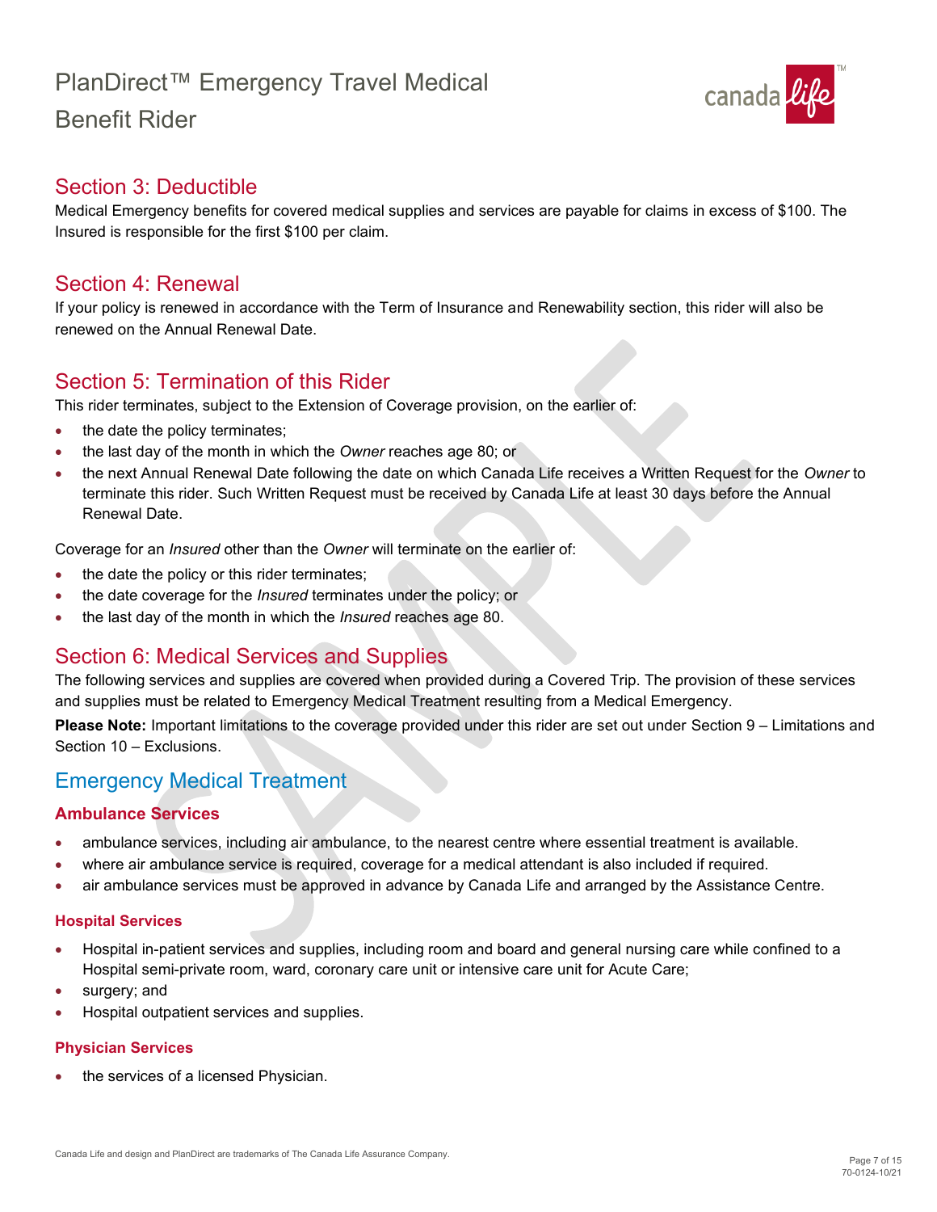## Section 3: Deductible

Medical Emergency benefits for covered medical supplies and services are payable for claims in excess of $100. The Insured is responsible for the first $100 per claim.

## Section 4: Renewal

If your policy is renewed in accordance with the Term of Insurance and Renewability section, this rider will also be renewed on the Annual Renewal Date.

## Section 5: Termination of this Rider

This rider terminates, subject to the Extension of Coverage provision, on the earlier of:

- the date the policy terminates;
- the last day of the month in which the *Owner* reaches age 80; or
- the next Annual Renewal Date following the date on which Canada Life receives a Written Request for the *Owner* to terminate this rider. Such Written Request must be received by Canada Life at least 30 days before the Annual Renewal Date.

Coverage for an *Insured* other than the *Owner* will terminate on the earlier of:

- the date the policy or this rider terminates;
- the date coverage for the *Insured* terminates under the policy; or
- the last day of the month in which the *Insured* reaches age 80.

## Section 6: Medical Services and Supplies

The following services and supplies are covered when provided during a Covered Trip. The provision of these services and supplies must be related to Emergency Medical Treatment resulting from a Medical Emergency.

**Please Note:** Important limitations to the coverage provided under this rider are set out under Section 9 – Limitations and Section 10 – Exclusions.

## Emergency Medical Treatment

### Ambulance Services

- ambulance services, including air ambulance, to the nearest centre where essential treatment is available.
- where air ambulance service is required, coverage for a medical attendant is also included if required.
- air ambulance services must be approved in advance by Canada Life and arranged by the Assistance Centre.

#### Hospital Services

- Hospital in-patient services and supplies, including room and board and general nursing care while confined to a Hospital semi-private room, ward, coronary care unit or intensive care unit for Acute Care;
- surgery; and
- Hospital outpatient services and supplies.

#### Physician Services

- the services of a licensed Physician.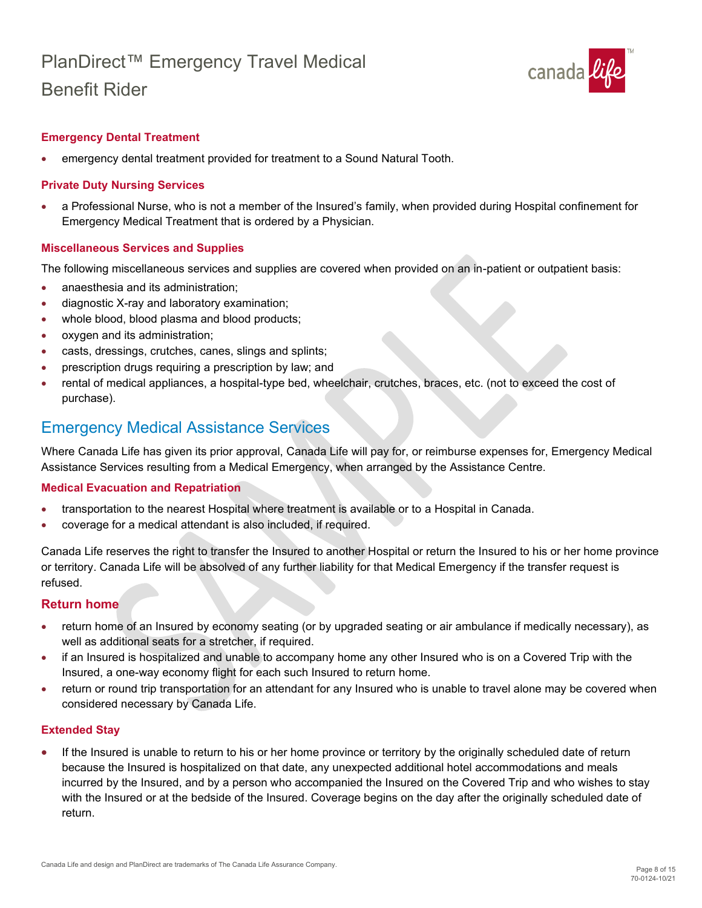### Emergency Dental Treatment

- emergency dental treatment provided for treatment to a Sound Natural Tooth.

### Private Duty Nursing Services

- a Professional Nurse, who is not a member of the Insured's family, when provided during Hospital confinement for Emergency Medical Treatment that is ordered by a Physician.

### Miscellaneous Services and Supplies

The following miscellaneous services and supplies are covered when provided on an in-patient or outpatient basis:

- anaesthesia and its administration;
- diagnostic X-ray and laboratory examination;
- whole blood, blood plasma and blood products;
- oxygen and its administration;
- casts, dressings, crutches, canes, slings and splints;
- prescription drugs requiring a prescription by law; and
- rental of medical appliances, a hospital-type bed, wheelchair, crutches, braces, etc. (not to exceed the cost of purchase).

## Emergency Medical Assistance Services

Where Canada Life has given its prior approval, Canada Life will pay for, or reimburse expenses for, Emergency Medical Assistance Services resulting from a Medical Emergency, when arranged by the Assistance Centre.

### Medical Evacuation and Repatriation

- transportation to the nearest Hospital where treatment is available or to a Hospital in Canada.
- coverage for a medical attendant is also included, if required.

Canada Life reserves the right to transfer the Insured to another Hospital or return the Insured to his or her home province or territory. Canada Life will be absolved of any further liability for that Medical Emergency if the transfer request is refused.

### Return home

- return home of an Insured by economy seating (or by upgraded seating or air ambulance if medically necessary), as well as additional seats for a stretcher, if required.
- if an Insured is hospitalized and unable to accompany home any other Insured who is on a Covered Trip with the Insured, a one-way economy flight for each such Insured to return home.
- return or round trip transportation for an attendant for any Insured who is unable to travel alone may be covered when considered necessary by Canada Life.

### Extended Stay

- If the Insured is unable to return to his or her home province or territory by the originally scheduled date of return because the Insured is hospitalized on that date, any unexpected additional hotel accommodations and meals incurred by the Insured, and by a person who accompanied the Insured on the Covered Trip and who wishes to stay with the Insured or at the bedside of the Insured. Coverage begins on the day after the originally scheduled date of return.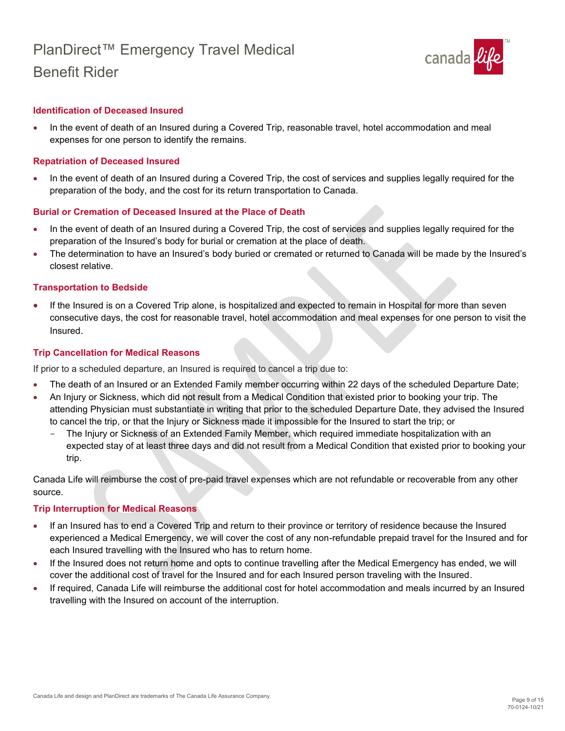### Identification of Deceased Insured

- In the event of death of an Insured during a Covered Trip, reasonable travel, hotel accommodation and meal expenses for one person to identify the remains.

### Repatriation of Deceased Insured

- In the event of death of an Insured during a Covered Trip, the cost of services and supplies legally required for the preparation of the body, and the cost for its return transportation to Canada.

### Burial or Cremation of Deceased Insured at the Place of Death

- In the event of death of an Insured during a Covered Trip, the cost of services and supplies legally required for the preparation of the Insured's body for burial or cremation at the place of death.
- The determination to have an Insured's body buried or cremated or returned to Canada will be made by the Insured's closest relative.

### Transportation to Bedside

- If the Insured is on a Covered Trip alone, is hospitalized and expected to remain in Hospital for more than seven consecutive days, the cost for reasonable travel, hotel accommodation and meal expenses for one person to visit the Insured.

### Trip Cancellation for Medical Reasons

If prior to a scheduled departure, an Insured is required to cancel a trip due to:

- The death of an Insured or an Extended Family member occurring within 22 days of the scheduled Departure Date;
- An Injury or Sickness, which did not result from a Medical Condition that existed prior to booking your trip. The attending Physician must substantiate in writing that prior to the scheduled Departure Date, they advised the Insured to cancel the trip, or that the Injury or Sickness made it impossible for the Insured to start the trip; or
  - The Injury or Sickness of an Extended Family Member, which required immediate hospitalization with an expected stay of at least three days and did not result from a Medical Condition that existed prior to booking your trip.

Canada Life will reimburse the cost of pre-paid travel expenses which are not refundable or recoverable from any other source.

### Trip Interruption for Medical Reasons

- If an Insured has to end a Covered Trip and return to their province or territory of residence because the Insured experienced a Medical Emergency, we will cover the cost of any non-refundable prepaid travel for the Insured and for each Insured travelling with the Insured who has to return home.
- If the Insured does not return home and opts to continue travelling after the Medical Emergency has ended, we will cover the additional cost of travel for the Insured and for each Insured person traveling with the Insured.
- If required, Canada Life will reimburse the additional cost for hotel accommodation and meals incurred by an Insured travelling with the Insured on account of the interruption.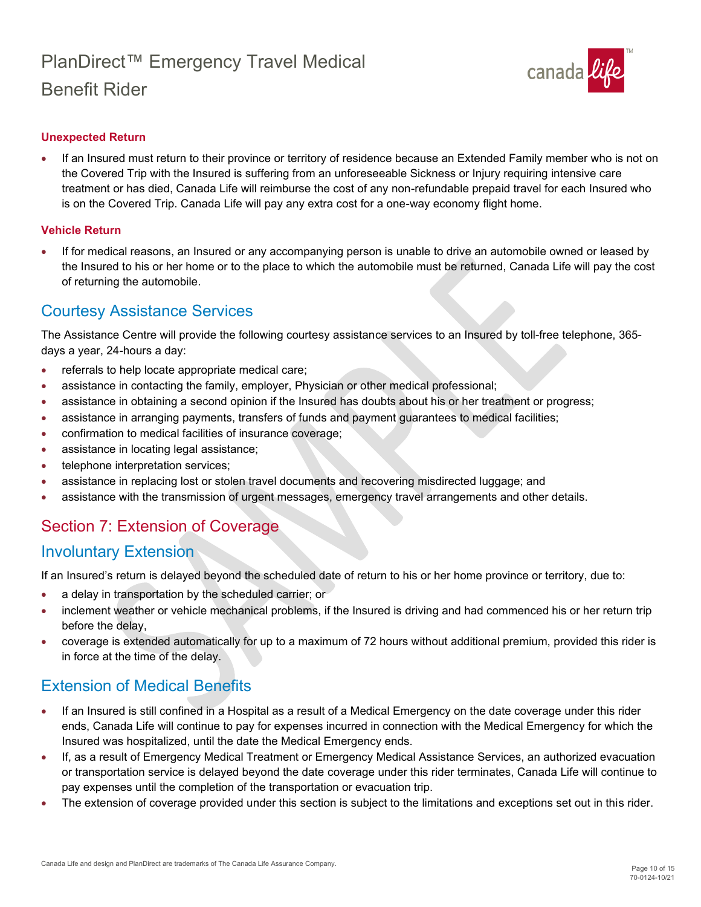#### Unexpected Return

- If an Insured must return to their province or territory of residence because an Extended Family member who is not on the Covered Trip with the Insured is suffering from an unforeseeable Sickness or Injury requiring intensive care treatment or has died, Canada Life will reimburse the cost of any non-refundable prepaid travel for each Insured who is on the Covered Trip. Canada Life will pay any extra cost for a one-way economy flight home.

#### Vehicle Return

- If for medical reasons, an Insured or any accompanying person is unable to drive an automobile owned or leased by the Insured to his or her home or to the place to which the automobile must be returned, Canada Life will pay the cost of returning the automobile.

## Courtesy Assistance Services

The Assistance Centre will provide the following courtesy assistance services to an Insured by toll-free telephone, 365-days a year, 24-hours a day:

- referrals to help locate appropriate medical care;
- assistance in contacting the family, employer, Physician or other medical professional;
- assistance in obtaining a second opinion if the Insured has doubts about his or her treatment or progress;
- assistance in arranging payments, transfers of funds and payment guarantees to medical facilities;
- confirmation to medical facilities of insurance coverage;
- assistance in locating legal assistance;
- telephone interpretation services;
- assistance in replacing lost or stolen travel documents and recovering misdirected luggage; and
- assistance with the transmission of urgent messages, emergency travel arrangements and other details.

# Section 7: Extension of Coverage

## Involuntary Extension

If an Insured's return is delayed beyond the scheduled date of return to his or her home province or territory, due to:

- a delay in transportation by the scheduled carrier; or
- inclement weather or vehicle mechanical problems, if the Insured is driving and had commenced his or her return trip before the delay,
- coverage is extended automatically for up to a maximum of 72 hours without additional premium, provided this rider is in force at the time of the delay.

## Extension of Medical Benefits

- If an Insured is still confined in a Hospital as a result of a Medical Emergency on the date coverage under this rider ends, Canada Life will continue to pay for expenses incurred in connection with the Medical Emergency for which the Insured was hospitalized, until the date the Medical Emergency ends.
- If, as a result of Emergency Medical Treatment or Emergency Medical Assistance Services, an authorized evacuation or transportation service is delayed beyond the date coverage under this rider terminates, Canada Life will continue to pay expenses until the completion of the transportation or evacuation trip.
- The extension of coverage provided under this section is subject to the limitations and exceptions set out in this rider.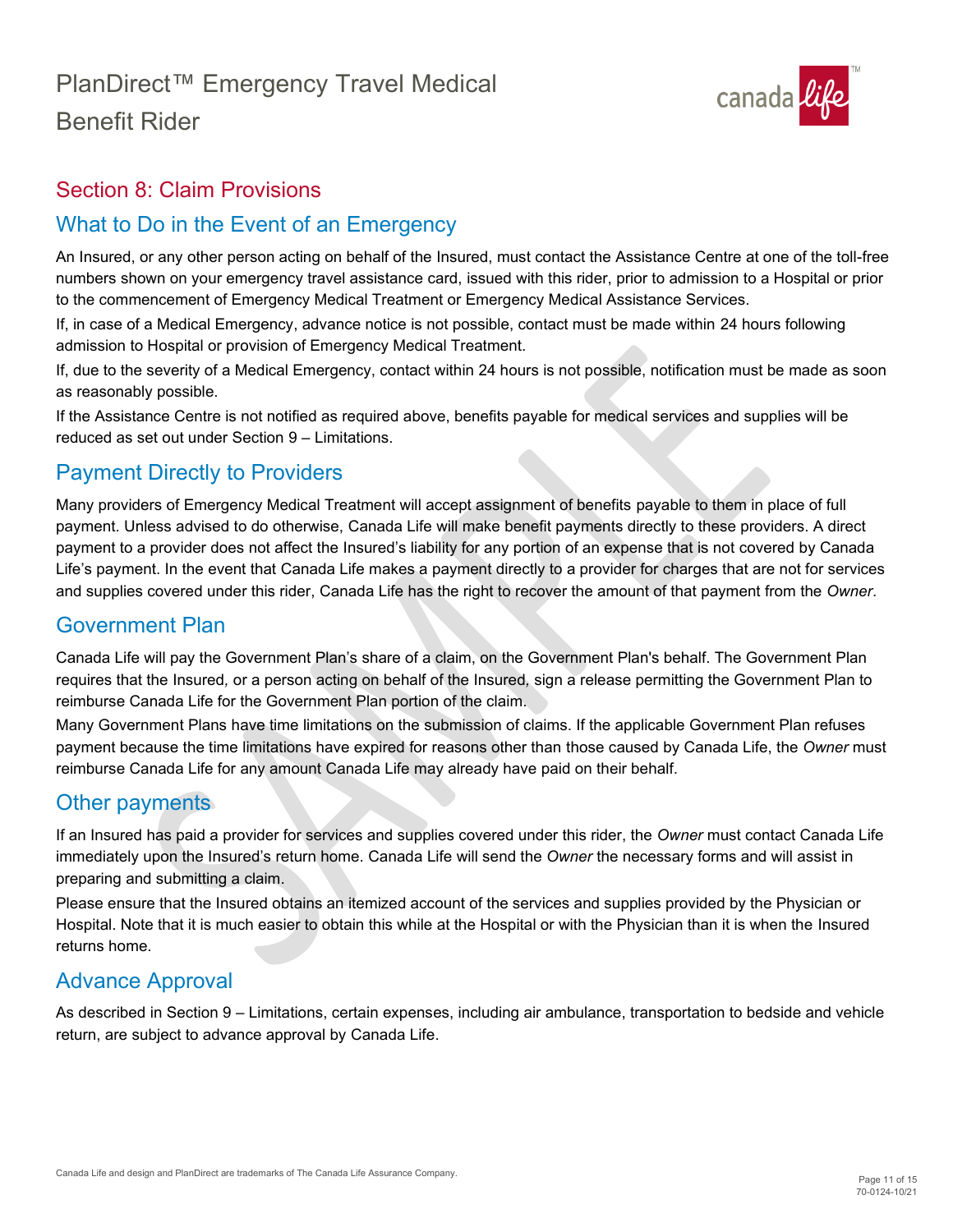## Section 8: Claim Provisions

### What to Do in the Event of an Emergency

An Insured, or any other person acting on behalf of the Insured, must contact the Assistance Centre at one of the toll-free numbers shown on your emergency travel assistance card, issued with this rider, prior to admission to a Hospital or prior to the commencement of Emergency Medical Treatment or Emergency Medical Assistance Services.

If, in case of a Medical Emergency, advance notice is not possible, contact must be made within 24 hours following admission to Hospital or provision of Emergency Medical Treatment.

If, due to the severity of a Medical Emergency, contact within 24 hours is not possible, notification must be made as soon as reasonably possible.

If the Assistance Centre is not notified as required above, benefits payable for medical services and supplies will be reduced as set out under Section 9 – Limitations.

### Payment Directly to Providers

Many providers of Emergency Medical Treatment will accept assignment of benefits payable to them in place of full payment. Unless advised to do otherwise, Canada Life will make benefit payments directly to these providers. A direct payment to a provider does not affect the Insured's liability for any portion of an expense that is not covered by Canada Life's payment. In the event that Canada Life makes a payment directly to a provider for charges that are not for services and supplies covered under this rider, Canada Life has the right to recover the amount of that payment from the *Owner*.

### Government Plan

Canada Life will pay the Government Plan's share of a claim, on the Government Plan's behalf. The Government Plan requires that the Insured*,* or a person acting on behalf of the Insured*,* sign a release permitting the Government Plan to reimburse Canada Life for the Government Plan portion of the claim.

Many Government Plans have time limitations on the submission of claims. If the applicable Government Plan refuses payment because the time limitations have expired for reasons other than those caused by Canada Life, the *Owner* must reimburse Canada Life for any amount Canada Life may already have paid on their behalf.

### Other payments

If an Insured has paid a provider for services and supplies covered under this rider, the *Owner* must contact Canada Life immediately upon the Insured's return home. Canada Life will send the *Owner* the necessary forms and will assist in preparing and submitting a claim.

Please ensure that the Insured obtains an itemized account of the services and supplies provided by the Physician or Hospital. Note that it is much easier to obtain this while at the Hospital or with the Physician than it is when the Insured returns home.

### Advance Approval

As described in Section 9 – Limitations, certain expenses, including air ambulance, transportation to bedside and vehicle return, are subject to advance approval by Canada Life.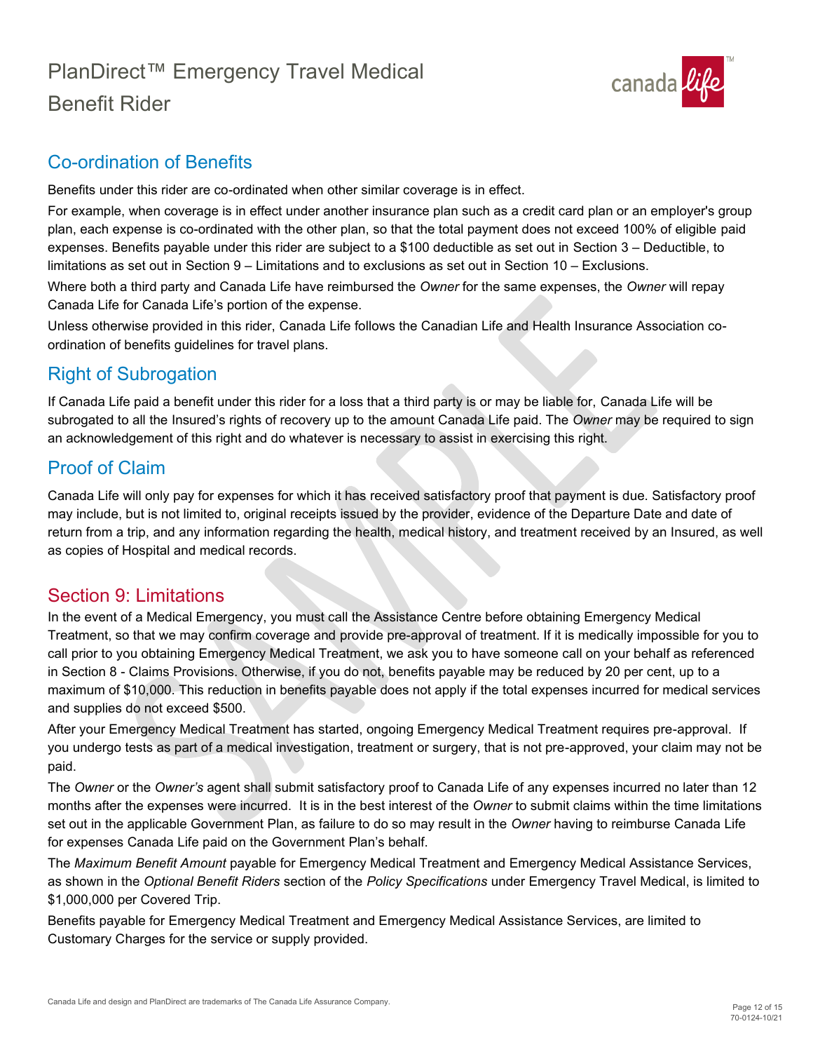## Co-ordination of Benefits

Benefits under this rider are co-ordinated when other similar coverage is in effect.

For example, when coverage is in effect under another insurance plan such as a credit card plan or an employer's group plan, each expense is co-ordinated with the other plan, so that the total payment does not exceed 100% of eligible paid expenses. Benefits payable under this rider are subject to a $100 deductible as set out in Section 3 – Deductible, to limitations as set out in Section 9 – Limitations and to exclusions as set out in Section 10 – Exclusions.

Where both a third party and Canada Life have reimbursed the *Owner* for the same expenses, the *Owner* will repay Canada Life for Canada Life's portion of the expense.

Unless otherwise provided in this rider, Canada Life follows the Canadian Life and Health Insurance Association co-ordination of benefits guidelines for travel plans.

## Right of Subrogation

If Canada Life paid a benefit under this rider for a loss that a third party is or may be liable for, Canada Life will be subrogated to all the Insured's rights of recovery up to the amount Canada Life paid. The *Owner* may be required to sign an acknowledgement of this right and do whatever is necessary to assist in exercising this right.

## Proof of Claim

Canada Life will only pay for expenses for which it has received satisfactory proof that payment is due. Satisfactory proof may include, but is not limited to, original receipts issued by the provider, evidence of the Departure Date and date of return from a trip, and any information regarding the health, medical history, and treatment received by an Insured, as well as copies of Hospital and medical records.

## Section 9: Limitations

In the event of a Medical Emergency, you must call the Assistance Centre before obtaining Emergency Medical Treatment, so that we may confirm coverage and provide pre-approval of treatment. If it is medically impossible for you to call prior to you obtaining Emergency Medical Treatment, we ask you to have someone call on your behalf as referenced in Section 8 - Claims Provisions. Otherwise, if you do not, benefits payable may be reduced by 20 per cent, up to a maximum of $10,000. This reduction in benefits payable does not apply if the total expenses incurred for medical services and supplies do not exceed $500.

After your Emergency Medical Treatment has started, ongoing Emergency Medical Treatment requires pre-approval. If you undergo tests as part of a medical investigation, treatment or surgery, that is not pre-approved, your claim may not be paid.

The *Owner* or the *Owner's* agent shall submit satisfactory proof to Canada Life of any expenses incurred no later than 12 months after the expenses were incurred. It is in the best interest of the *Owner* to submit claims within the time limitations set out in the applicable Government Plan, as failure to do so may result in the *Owner* having to reimburse Canada Life for expenses Canada Life paid on the Government Plan's behalf.

The *Maximum Benefit Amount* payable for Emergency Medical Treatment and Emergency Medical Assistance Services, as shown in the *Optional Benefit Riders* section of the *Policy Specifications* under Emergency Travel Medical, is limited to $1,000,000 per Covered Trip.

Benefits payable for Emergency Medical Treatment and Emergency Medical Assistance Services, are limited to Customary Charges for the service or supply provided.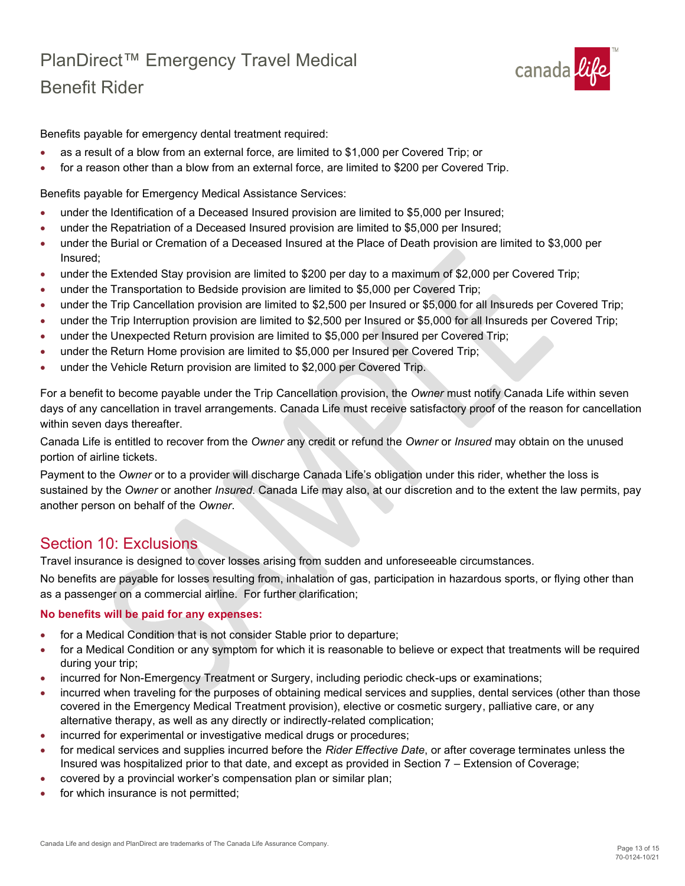Benefits payable for emergency dental treatment required:

- as a result of a blow from an external force, are limited to $1,000 per Covered Trip; or
- for a reason other than a blow from an external force, are limited to $200 per Covered Trip.

Benefits payable for Emergency Medical Assistance Services:

- under the Identification of a Deceased Insured provision are limited to $5,000 per Insured;
- under the Repatriation of a Deceased Insured provision are limited to $5,000 per Insured;
- under the Burial or Cremation of a Deceased Insured at the Place of Death provision are limited to $3,000 per Insured;
- under the Extended Stay provision are limited to $200 per day to a maximum of $2,000 per Covered Trip;
- under the Transportation to Bedside provision are limited to $5,000 per Covered Trip;
- under the Trip Cancellation provision are limited to $2,500 per Insured or $5,000 for all Insureds per Covered Trip;
- under the Trip Interruption provision are limited to $2,500 per Insured or $5,000 for all Insureds per Covered Trip;
- under the Unexpected Return provision are limited to $5,000 per Insured per Covered Trip;
- under the Return Home provision are limited to $5,000 per Insured per Covered Trip;
- under the Vehicle Return provision are limited to $2,000 per Covered Trip.

For a benefit to become payable under the Trip Cancellation provision, the *Owner* must notify Canada Life within seven days of any cancellation in travel arrangements. Canada Life must receive satisfactory proof of the reason for cancellation within seven days thereafter.

Canada Life is entitled to recover from the *Owner* any credit or refund the *Owner* or *Insured* may obtain on the unused portion of airline tickets.

Payment to the *Owner* or to a provider will discharge Canada Life's obligation under this rider, whether the loss is sustained by the *Owner* or another *Insured*. Canada Life may also, at our discretion and to the extent the law permits, pay another person on behalf of the *Owner*.

## Section 10: Exclusions

Travel insurance is designed to cover losses arising from sudden and unforeseeable circumstances.

No benefits are payable for losses resulting from, inhalation of gas, participation in hazardous sports, or flying other than as a passenger on a commercial airline. For further clarification;

**No benefits will be paid for any expenses:**

- for a Medical Condition that is not consider Stable prior to departure;
- for a Medical Condition or any symptom for which it is reasonable to believe or expect that treatments will be required during your trip;
- incurred for Non-Emergency Treatment or Surgery, including periodic check-ups or examinations;
- incurred when traveling for the purposes of obtaining medical services and supplies, dental services (other than those covered in the Emergency Medical Treatment provision), elective or cosmetic surgery, palliative care, or any alternative therapy, as well as any directly or indirectly-related complication;
- incurred for experimental or investigative medical drugs or procedures;
- for medical services and supplies incurred before the *Rider Effective Date*, or after coverage terminates unless the Insured was hospitalized prior to that date, and except as provided in Section 7 – Extension of Coverage;
- covered by a provincial worker's compensation plan or similar plan;
- for which insurance is not permitted;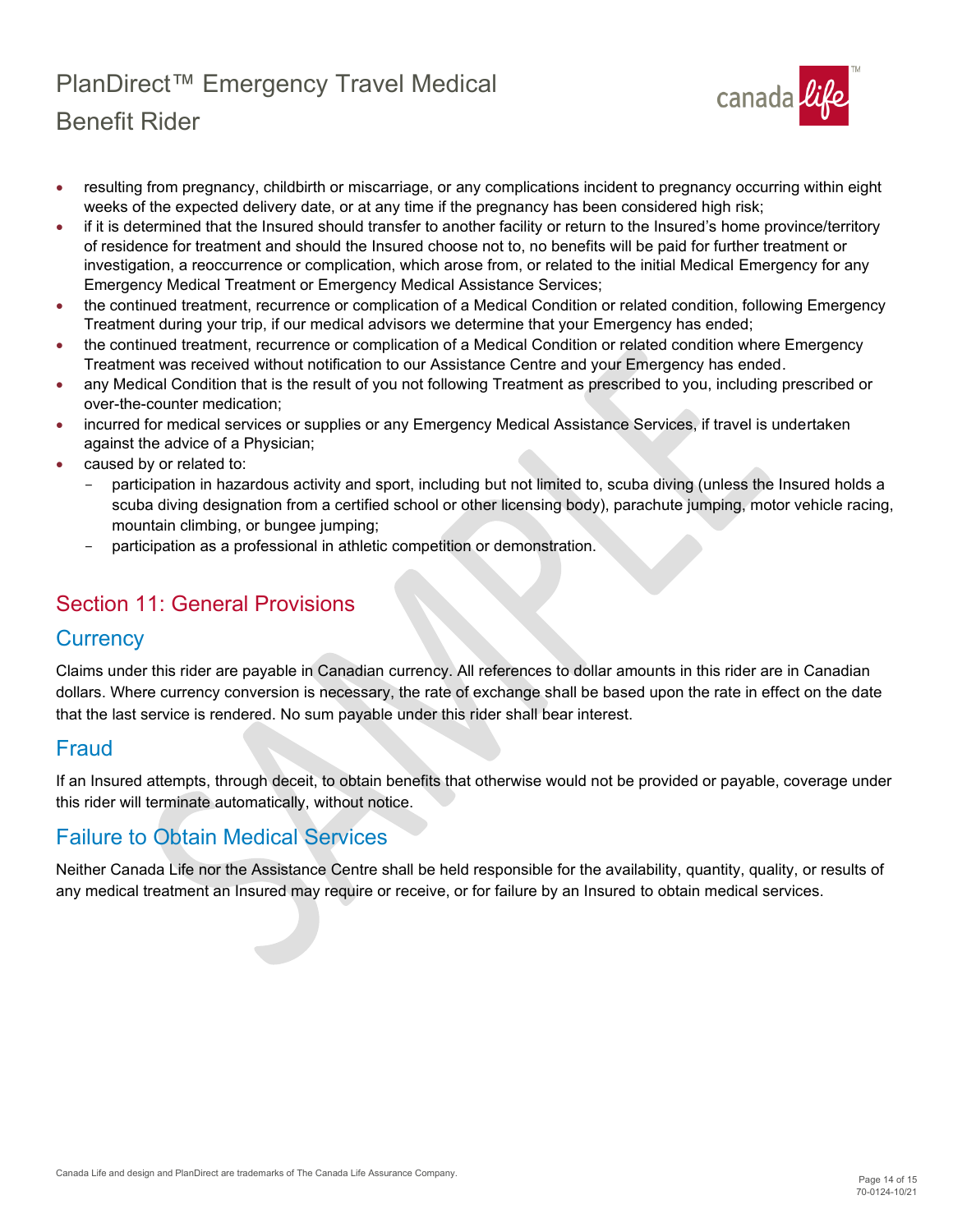- resulting from pregnancy, childbirth or miscarriage, or any complications incident to pregnancy occurring within eight weeks of the expected delivery date, or at any time if the pregnancy has been considered high risk;
- if it is determined that the Insured should transfer to another facility or return to the Insured's home province/territory of residence for treatment and should the Insured choose not to, no benefits will be paid for further treatment or investigation, a reoccurrence or complication, which arose from, or related to the initial Medical Emergency for any Emergency Medical Treatment or Emergency Medical Assistance Services;
- the continued treatment, recurrence or complication of a Medical Condition or related condition, following Emergency Treatment during your trip, if our medical advisors we determine that your Emergency has ended;
- the continued treatment, recurrence or complication of a Medical Condition or related condition where Emergency Treatment was received without notification to our Assistance Centre and your Emergency has ended.
- any Medical Condition that is the result of you not following Treatment as prescribed to you, including prescribed or over-the-counter medication;
- incurred for medical services or supplies or any Emergency Medical Assistance Services, if travel is undertaken against the advice of a Physician;
- caused by or related to:
  - participation in hazardous activity and sport, including but not limited to, scuba diving (unless the Insured holds a scuba diving designation from a certified school or other licensing body), parachute jumping, motor vehicle racing, mountain climbing, or bungee jumping;
  - participation as a professional in athletic competition or demonstration.

## Section 11: General Provisions

### Currency

Claims under this rider are payable in Canadian currency. All references to dollar amounts in this rider are in Canadian dollars. Where currency conversion is necessary, the rate of exchange shall be based upon the rate in effect on the date that the last service is rendered. No sum payable under this rider shall bear interest.

### Fraud

If an Insured attempts, through deceit, to obtain benefits that otherwise would not be provided or payable, coverage under this rider will terminate automatically, without notice.

### Failure to Obtain Medical Services

Neither Canada Life nor the Assistance Centre shall be held responsible for the availability, quantity, quality, or results of any medical treatment an Insured may require or receive, or for failure by an Insured to obtain medical services.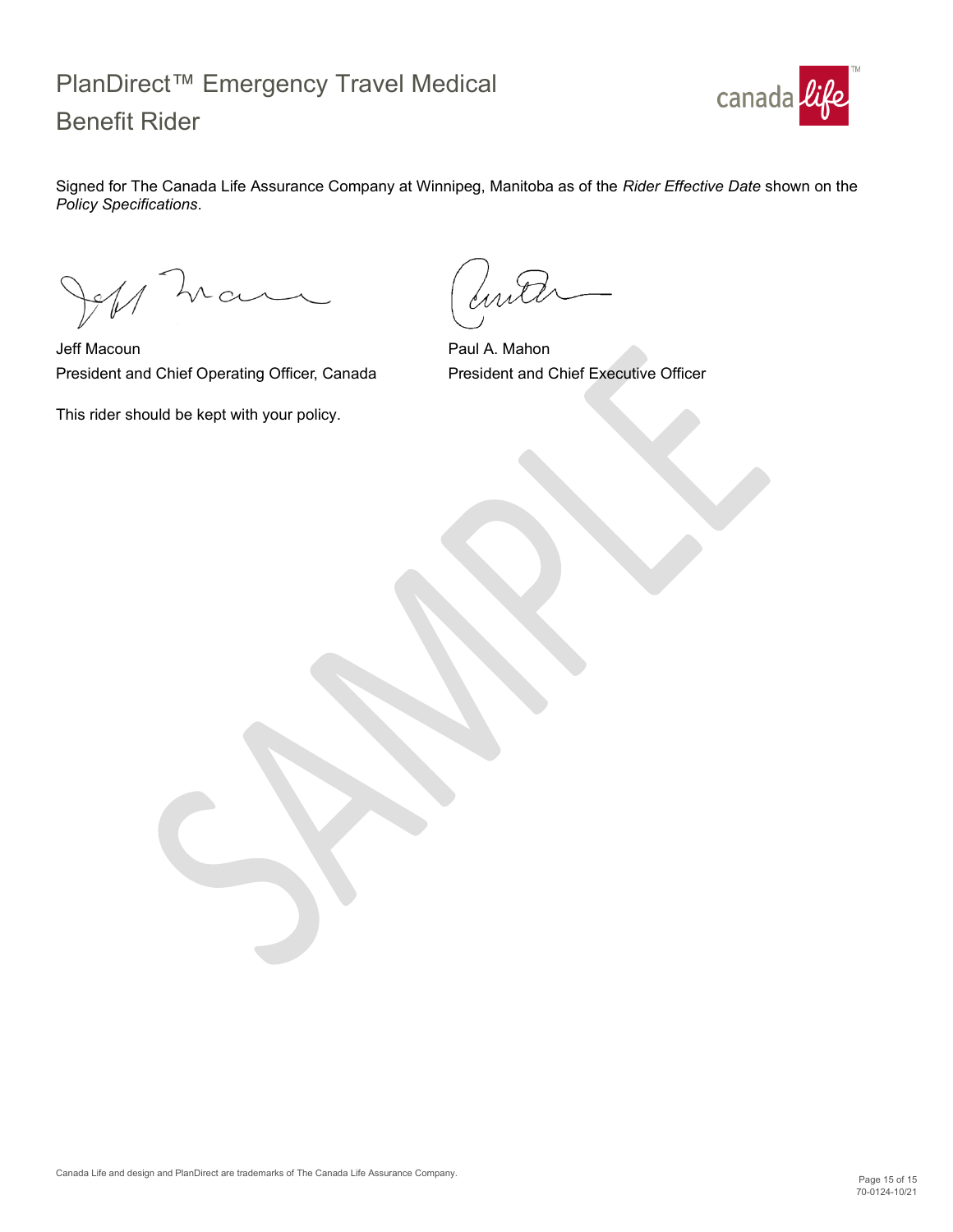# PlanDirect™ Emergency Travel Medical Benefit Rider

Signed for The Canada Life Assurance Company at Winnipeg, Manitoba as of the *Rider Effective Date* shown on the *Policy Specifications*.

Jeff Macoun
President and Chief Operating Officer, Canada

Paul A. Mahon
President and Chief Executive Officer

This rider should be kept with your policy.

Canada Life and design and PlanDirect are trademarks of The Canada Life Assurance Company.

70-0124-10/21